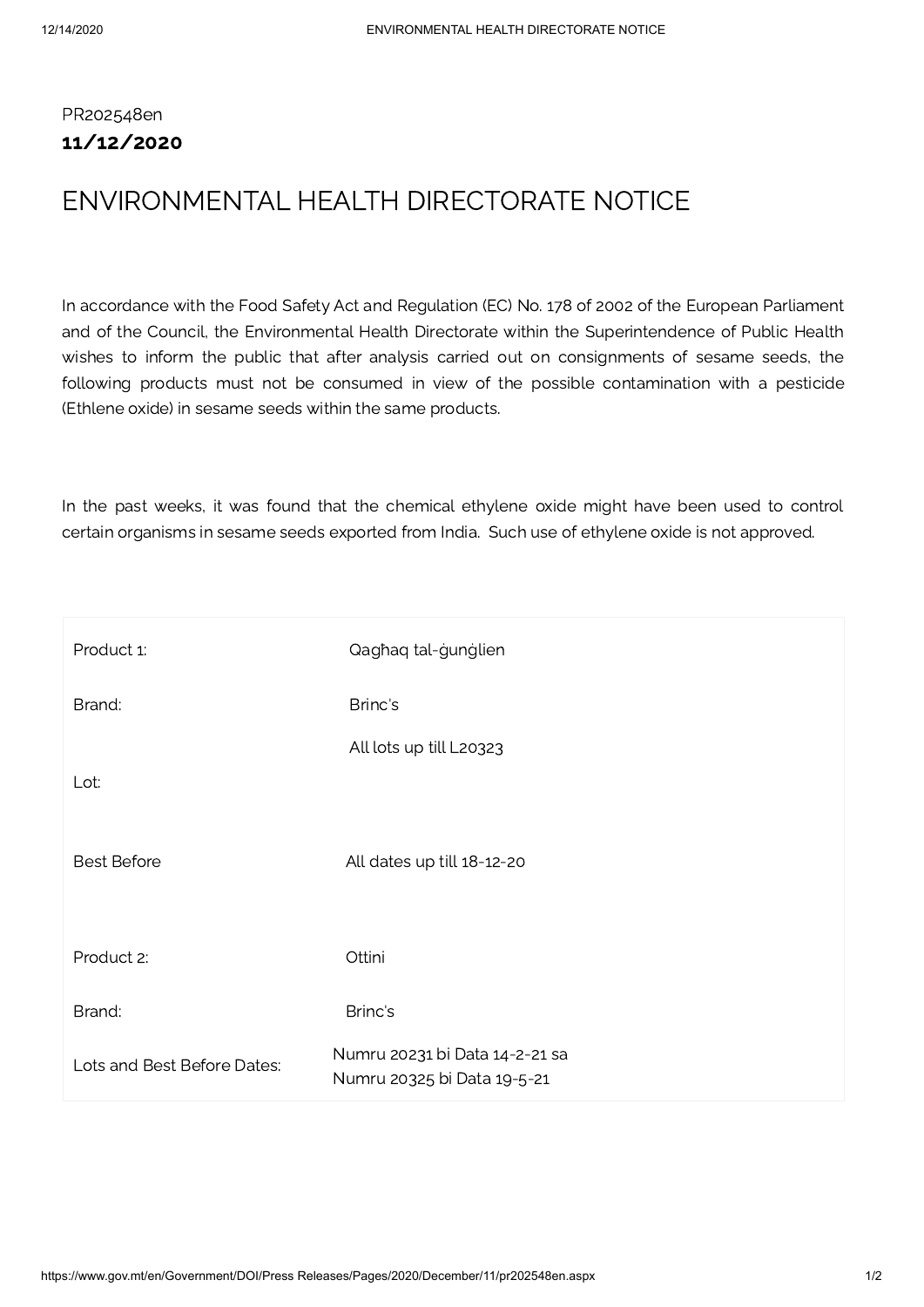PR202548en

**11/12/2020**

# ENVIRONMENTAL HEALTH DIRECTORATE NOTICE

In accordance with the Food Safety Act and Regulation (EC) No. 178 of 2002 of the European Parliament and of the Council, the Environmental Health Directorate within the Superintendence of Public Health wishes to inform the public that after analysis carried out on consignments of sesame seeds, the following products must not be consumed in view of the possible contamination with a pesticide (Ethlene oxide) in sesame seeds within the same products.

In the past weeks, it was found that the chemical ethylene oxide might have been used to control certain organisms in sesame seeds exported from India. Such use of ethylene oxide is not approved.

| | |
|---|---|
| Product 1: | Qagħaq tal-ġunġlien |
| Brand: | Brinc's |
| Lot: | All lots up till L20323 |
| Best Before | All dates up till 18-12-20 |
| Product 2: | Ottini |
| Brand: | Brinc's |
| Lots and Best Before Dates: | Numru 20231 bi Data 14-2-21 sa<br>Numru 20325 bi Data 19-5-21 |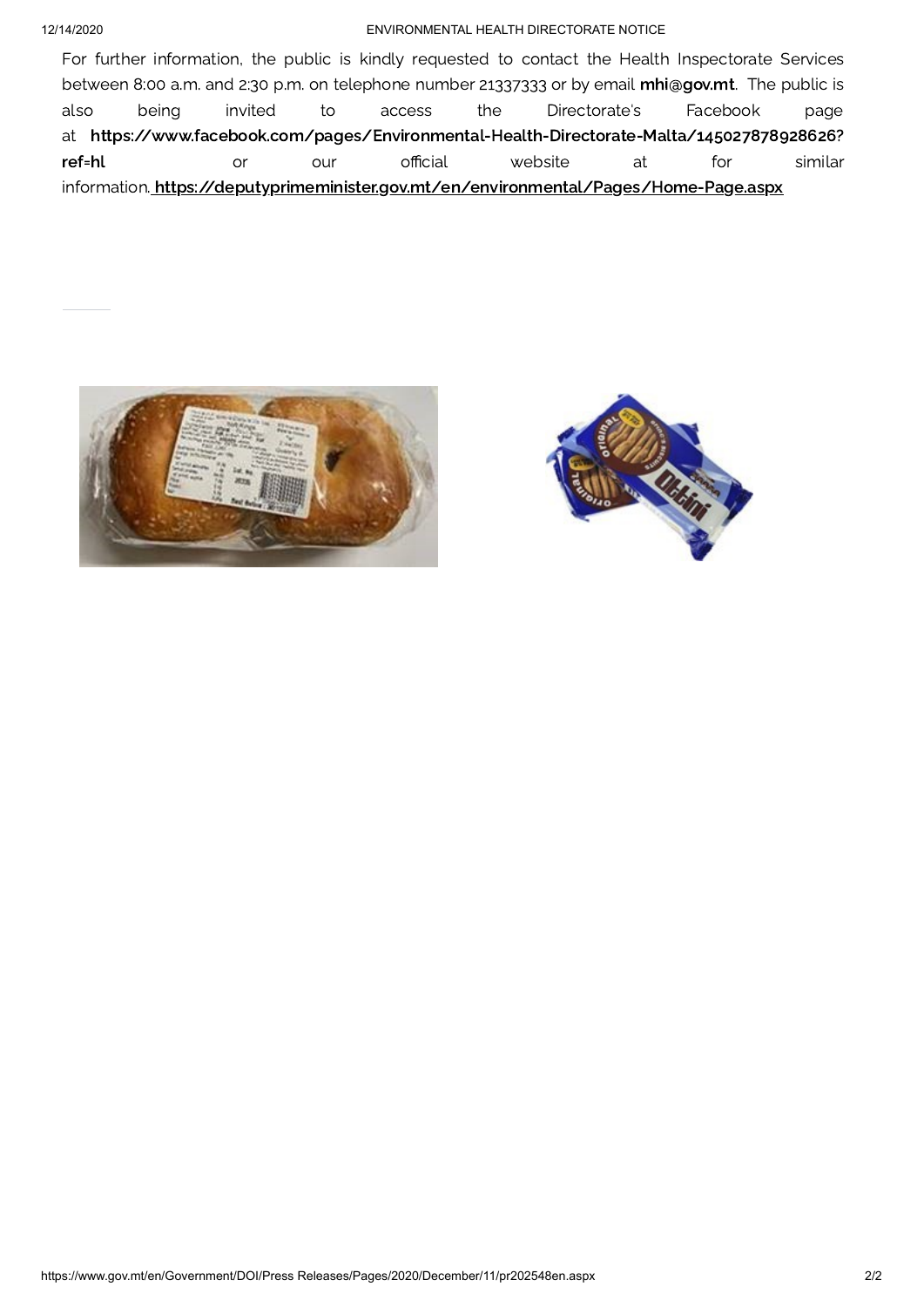For further information, the public is kindly requested to contact the Health Inspectorate Services between 8:00 a.m. and 2:30 p.m. on telephone number 21337333 or by email **mhi@gov.mt**. The public is also being invited to access the Directorate's Facebook page at **https://www.facebook.com/pages/Environmental-Health-Directorate-Malta/145027878928626?ref=hl** or our official website at for similar information. **https://deputyprimeminister.gov.mt/en/environmental/Pages/Home-Page.aspx**